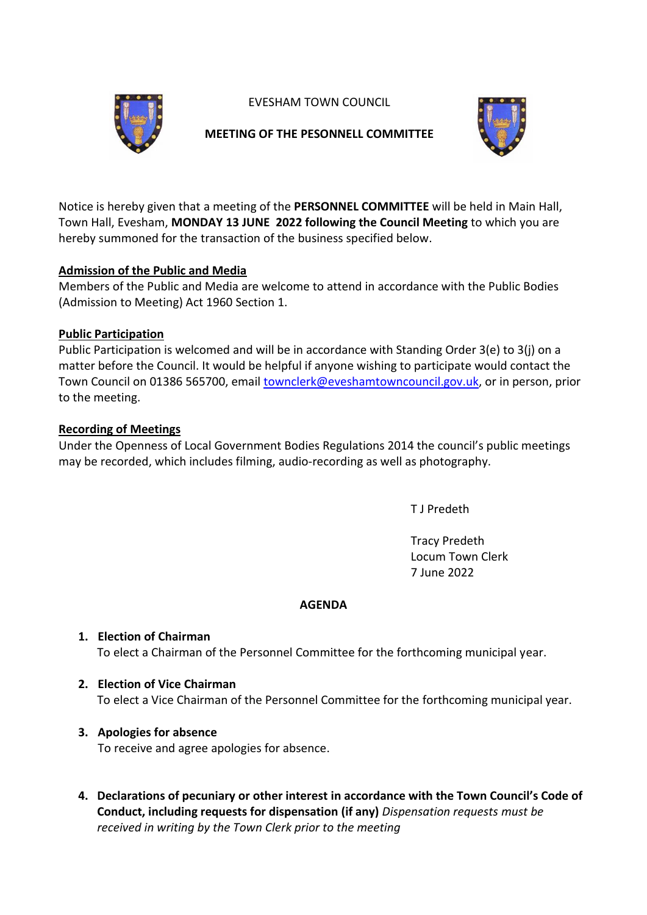EVESHAM TOWN COUNCIL

**MEETING OF THE PESONNELL COMMITTEE**

Notice is hereby given that a meeting of the **PERSONNEL COMMITTEE** will be held in Main Hall, Town Hall, Evesham, **MONDAY 13 JUNE 2022 following the Council Meeting** to which you are hereby summoned for the transaction of the business specified below.

**Admission of the Public and Media**

Members of the Public and Media are welcome to attend in accordance with the Public Bodies (Admission to Meeting) Act 1960 Section 1.

**Public Participation**

Public Participation is welcomed and will be in accordance with Standing Order 3(e) to 3(j) on a matter before the Council. It would be helpful if anyone wishing to participate would contact the Town Council on 01386 565700, email townclerk@eveshamtowncouncil.gov.uk, or in person, prior to the meeting.

**Recording of Meetings**

Under the Openness of Local Government Bodies Regulations 2014 the council's public meetings may be recorded, which includes filming, audio-recording as well as photography.

T J Predeth

Tracy Predeth
Locum Town Clerk
7 June 2022

**AGENDA**

1. **Election of Chairman**
   To elect a Chairman of the Personnel Committee for the forthcoming municipal year.

2. **Election of Vice Chairman**
   To elect a Vice Chairman of the Personnel Committee for the forthcoming municipal year.

3. **Apologies for absence**
   To receive and agree apologies for absence.

4. **Declarations of pecuniary or other interest in accordance with the Town Council's Code of Conduct, including requests for dispensation (if any)** *Dispensation requests must be received in writing by the Town Clerk prior to the meeting*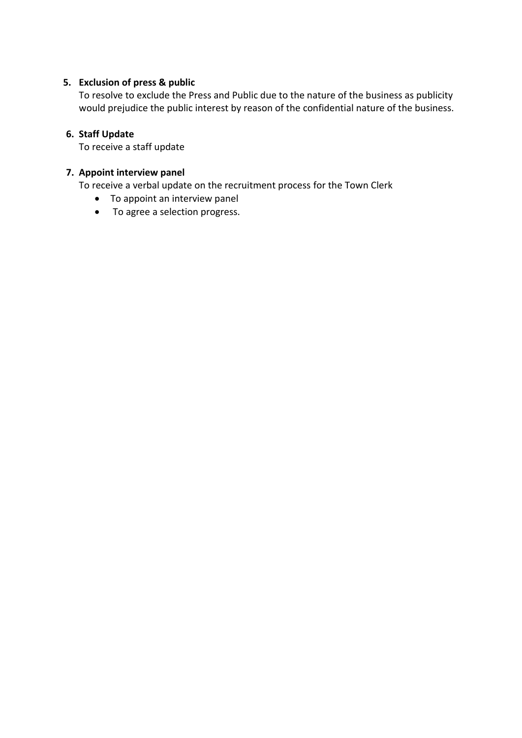5. **Exclusion of press & public**
   To resolve to exclude the Press and Public due to the nature of the business as publicity would prejudice the public interest by reason of the confidential nature of the business.

6. **Staff Update**
   To receive a staff update

7. **Appoint interview panel**
   To receive a verbal update on the recruitment process for the Town Clerk
   - To appoint an interview panel
   - To agree a selection progress.